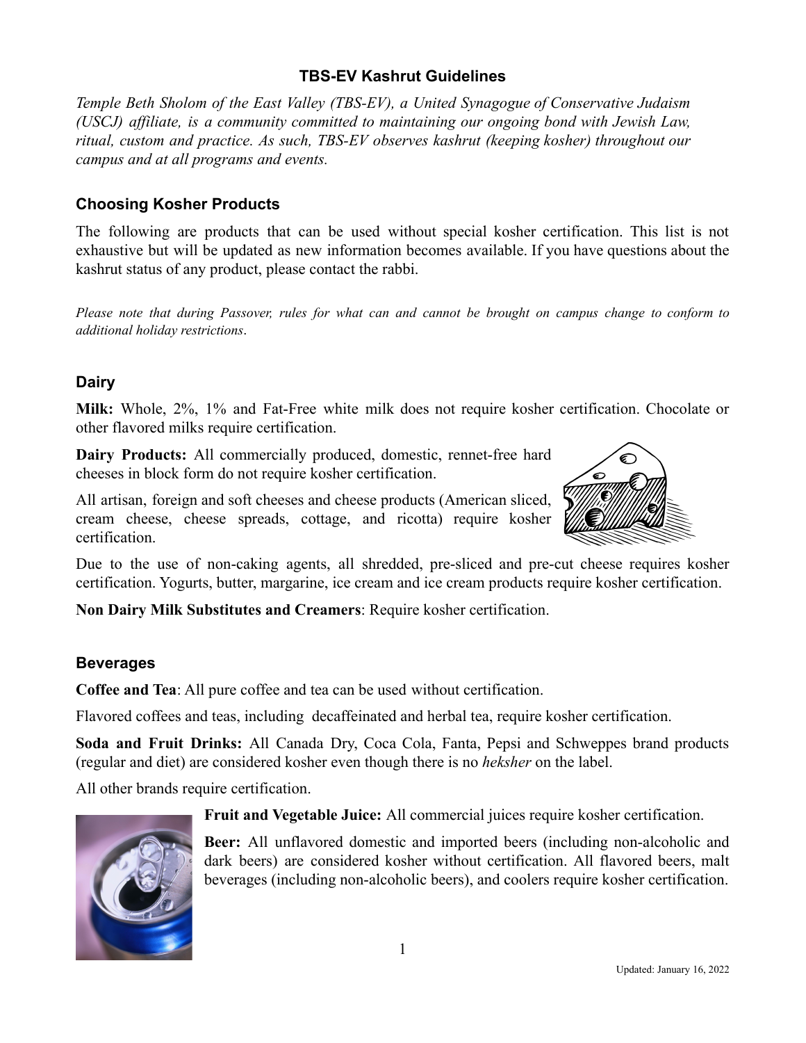# TBS-EV Kashrut Guidelines

*Temple Beth Sholom of the East Valley (TBS-EV), a United Synagogue of Conservative Judaism (USCJ) affiliate, is a community committed to maintaining our ongoing bond with Jewish Law, ritual, custom and practice. As such, TBS-EV observes kashrut (keeping kosher) throughout our campus and at all programs and events.*

## Choosing Kosher Products

The following are products that can be used without special kosher certification. This list is not exhaustive but will be updated as new information becomes available. If you have questions about the kashrut status of any product, please contact the rabbi.

*Please note that during Passover, rules for what can and cannot be brought on campus change to conform to additional holiday restrictions*.

## Dairy

**Milk:** Whole, 2%, 1% and Fat-Free white milk does not require kosher certification. Chocolate or other flavored milks require certification.

**Dairy Products:** All commercially produced, domestic, rennet-free hard cheeses in block form do not require kosher certification.

All artisan, foreign and soft cheeses and cheese products (American sliced, cream cheese, cheese spreads, cottage, and ricotta) require kosher certification.

Due to the use of non-caking agents, all shredded, pre-sliced and pre-cut cheese requires kosher certification. Yogurts, butter, margarine, ice cream and ice cream products require kosher certification.

**Non Dairy Milk Substitutes and Creamers**: Require kosher certification.

## Beverages

**Coffee and Tea**: All pure coffee and tea can be used without certification.

Flavored coffees and teas, including decaffeinated and herbal tea, require kosher certification.

**Soda and Fruit Drinks:** All Canada Dry, Coca Cola, Fanta, Pepsi and Schweppes brand products (regular and diet) are considered kosher even though there is no *heksher* on the label.

All other brands require certification.

**Fruit and Vegetable Juice:** All commercial juices require kosher certification.

**Beer:** All unflavored domestic and imported beers (including non-alcoholic and dark beers) are considered kosher without certification. All flavored beers, malt beverages (including non-alcoholic beers), and coolers require kosher certification.

Updated: January 16, 2022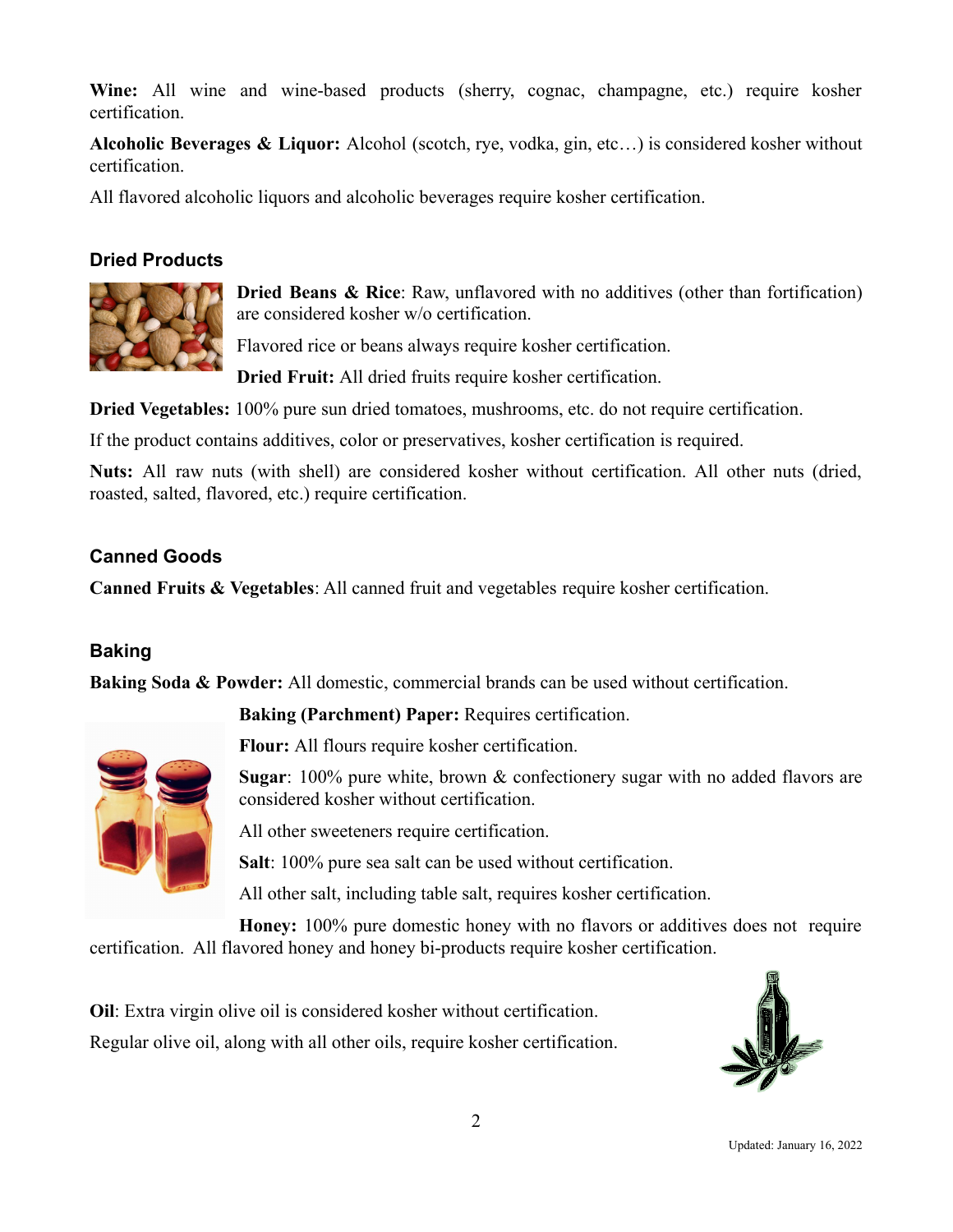**Wine:** All wine and wine-based products (sherry, cognac, champagne, etc.) require kosher certification.

**Alcoholic Beverages & Liquor:** Alcohol (scotch, rye, vodka, gin, etc…) is considered kosher without certification.

All flavored alcoholic liquors and alcoholic beverages require kosher certification.

## Dried Products

**Dried Beans & Rice**: Raw, unflavored with no additives (other than fortification) are considered kosher w/o certification.

Flavored rice or beans always require kosher certification.

**Dried Fruit:** All dried fruits require kosher certification.

**Dried Vegetables:** 100% pure sun dried tomatoes, mushrooms, etc. do not require certification.

If the product contains additives, color or preservatives, kosher certification is required.

**Nuts:** All raw nuts (with shell) are considered kosher without certification. All other nuts (dried, roasted, salted, flavored, etc.) require certification.

## Canned Goods

**Canned Fruits & Vegetables**: All canned fruit and vegetables require kosher certification.

## Baking

**Baking Soda & Powder:** All domestic, commercial brands can be used without certification.

**Baking (Parchment) Paper:** Requires certification.

**Flour:** All flours require kosher certification.

**Sugar**: 100% pure white, brown & confectionery sugar with no added flavors are considered kosher without certification.

All other sweeteners require certification.

**Salt**: 100% pure sea salt can be used without certification.

All other salt, including table salt, requires kosher certification.

**Honey:** 100% pure domestic honey with no flavors or additives does not require certification. All flavored honey and honey bi-products require kosher certification.

**Oil**: Extra virgin olive oil is considered kosher without certification.

Regular olive oil, along with all other oils, require kosher certification.

Updated: January 16, 2022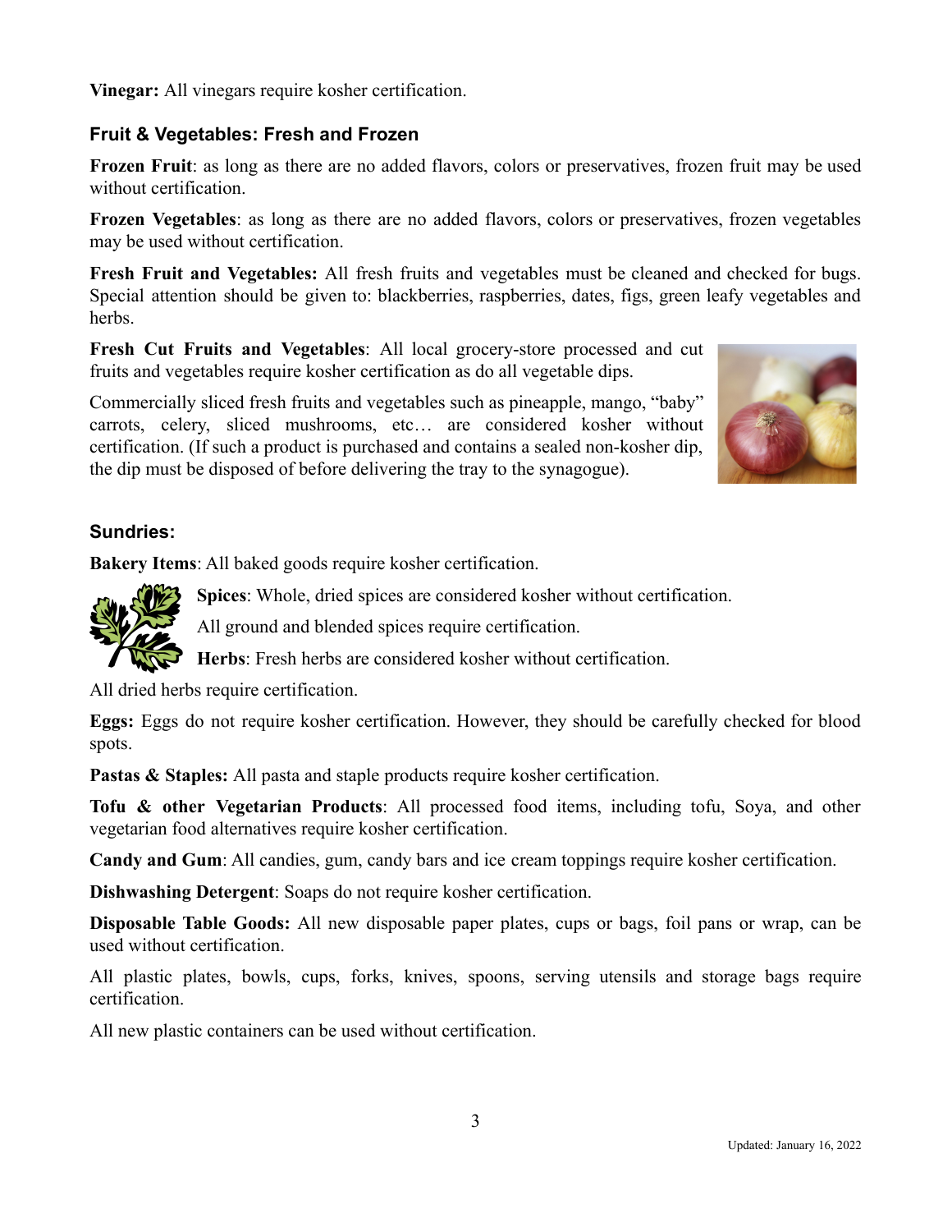**Vinegar:** All vinegars require kosher certification.

### Fruit & Vegetables: Fresh and Frozen

**Frozen Fruit**: as long as there are no added flavors, colors or preservatives, frozen fruit may be used without certification.

**Frozen Vegetables**: as long as there are no added flavors, colors or preservatives, frozen vegetables may be used without certification.

**Fresh Fruit and Vegetables:** All fresh fruits and vegetables must be cleaned and checked for bugs. Special attention should be given to: blackberries, raspberries, dates, figs, green leafy vegetables and herbs.

**Fresh Cut Fruits and Vegetables**: All local grocery-store processed and cut fruits and vegetables require kosher certification as do all vegetable dips.

Commercially sliced fresh fruits and vegetables such as pineapple, mango, "baby" carrots, celery, sliced mushrooms, etc… are considered kosher without certification. (If such a product is purchased and contains a sealed non-kosher dip, the dip must be disposed of before delivering the tray to the synagogue).

### Sundries:

**Bakery Items**: All baked goods require kosher certification.

**Spices**: Whole, dried spices are considered kosher without certification.

All ground and blended spices require certification.

**Herbs**: Fresh herbs are considered kosher without certification.

All dried herbs require certification.

**Eggs:** Eggs do not require kosher certification. However, they should be carefully checked for blood spots.

**Pastas & Staples:** All pasta and staple products require kosher certification.

**Tofu & other Vegetarian Products**: All processed food items, including tofu, Soya, and other vegetarian food alternatives require kosher certification.

**Candy and Gum**: All candies, gum, candy bars and ice cream toppings require kosher certification.

**Dishwashing Detergent**: Soaps do not require kosher certification.

**Disposable Table Goods:** All new disposable paper plates, cups or bags, foil pans or wrap, can be used without certification.

All plastic plates, bowls, cups, forks, knives, spoons, serving utensils and storage bags require certification.

All new plastic containers can be used without certification.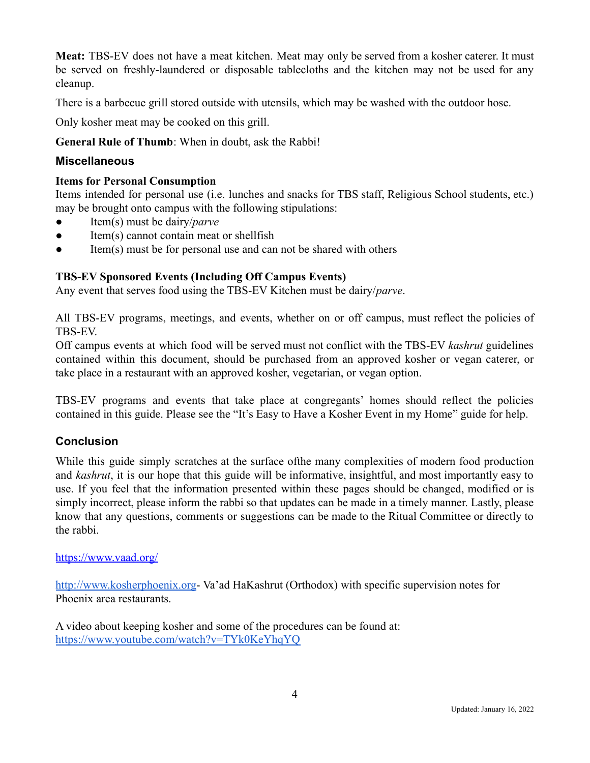**Meat:** TBS-EV does not have a meat kitchen. Meat may only be served from a kosher caterer. It must be served on freshly-laundered or disposable tablecloths and the kitchen may not be used for any cleanup.

There is a barbecue grill stored outside with utensils, which may be washed with the outdoor hose.

Only kosher meat may be cooked on this grill.

**General Rule of Thumb**: When in doubt, ask the Rabbi!

## Miscellaneous

**Items for Personal Consumption**
Items intended for personal use (i.e. lunches and snacks for TBS staff, Religious School students, etc.) may be brought onto campus with the following stipulations:

- Item(s) must be dairy/*parve*
- Item(s) cannot contain meat or shellfish
- Item(s) must be for personal use and can not be shared with others

**TBS-EV Sponsored Events (Including Off Campus Events)**
Any event that serves food using the TBS-EV Kitchen must be dairy/*parve*.

All TBS-EV programs, meetings, and events, whether on or off campus, must reflect the policies of TBS-EV.
Off campus events at which food will be served must not conflict with the TBS-EV *kashrut* guidelines contained within this document, should be purchased from an approved kosher or vegan caterer, or take place in a restaurant with an approved kosher, vegetarian, or vegan option.

TBS-EV programs and events that take place at congregants' homes should reflect the policies contained in this guide. Please see the "It's Easy to Have a Kosher Event in my Home" guide for help.

## Conclusion

While this guide simply scratches at the surface ofthe many complexities of modern food production and *kashrut*, it is our hope that this guide will be informative, insightful, and most importantly easy to use. If you feel that the information presented within these pages should be changed, modified or is simply incorrect, please inform the rabbi so that updates can be made in a timely manner. Lastly, please know that any questions, comments or suggestions can be made to the Ritual Committee or directly to the rabbi.

https://www.vaad.org/

http://www.kosherphoenix.org- Va'ad HaKashrut (Orthodox) with specific supervision notes for Phoenix area restaurants.

A video about keeping kosher and some of the procedures can be found at:
https://www.youtube.com/watch?v=TYk0KeYhqYQ

Updated: January 16, 2022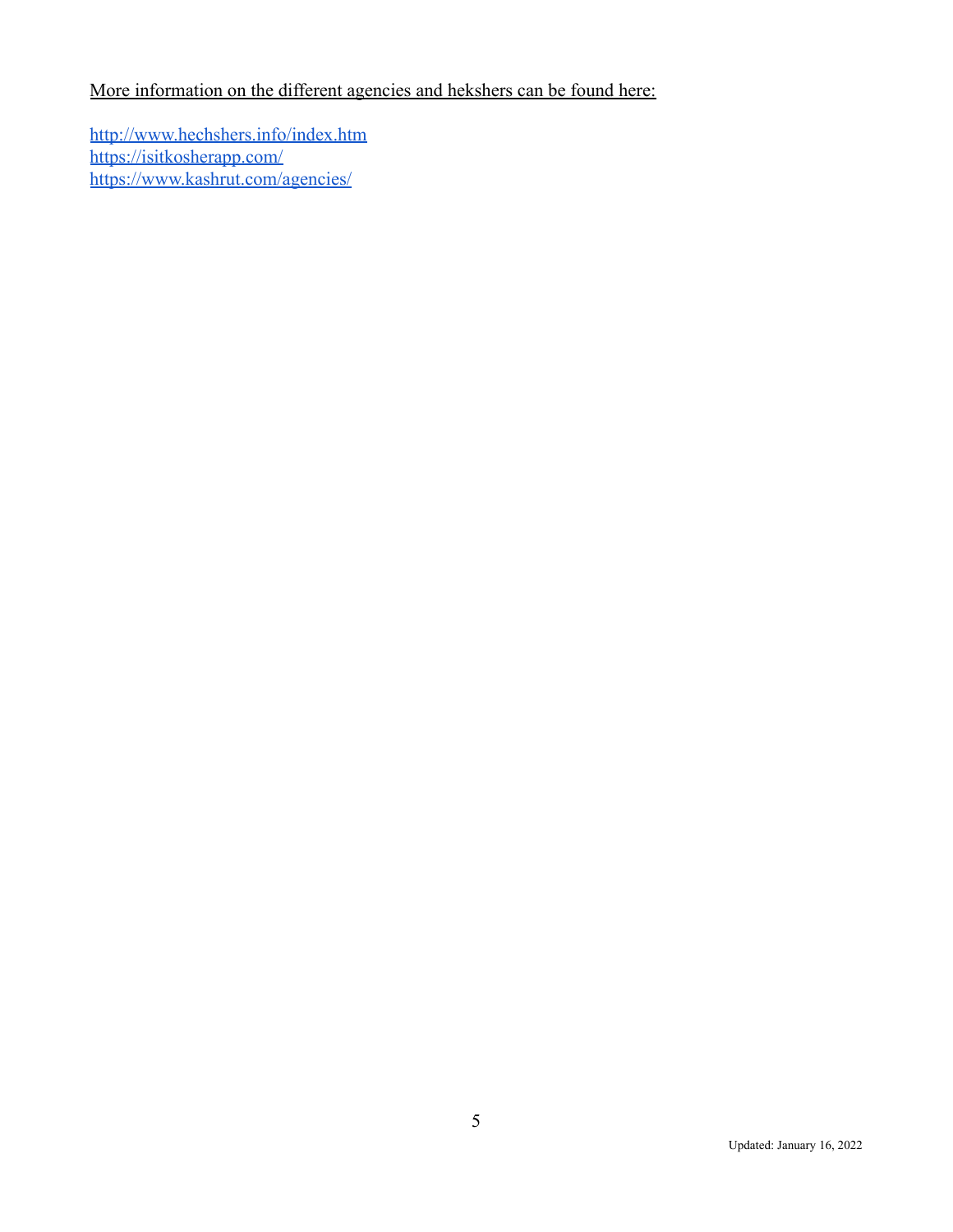More information on the different agencies and hekshers can be found here:

http://www.hechshers.info/index.htm
https://isitkosherapp.com/
https://www.kashrut.com/agencies/

Updated: January 16, 2022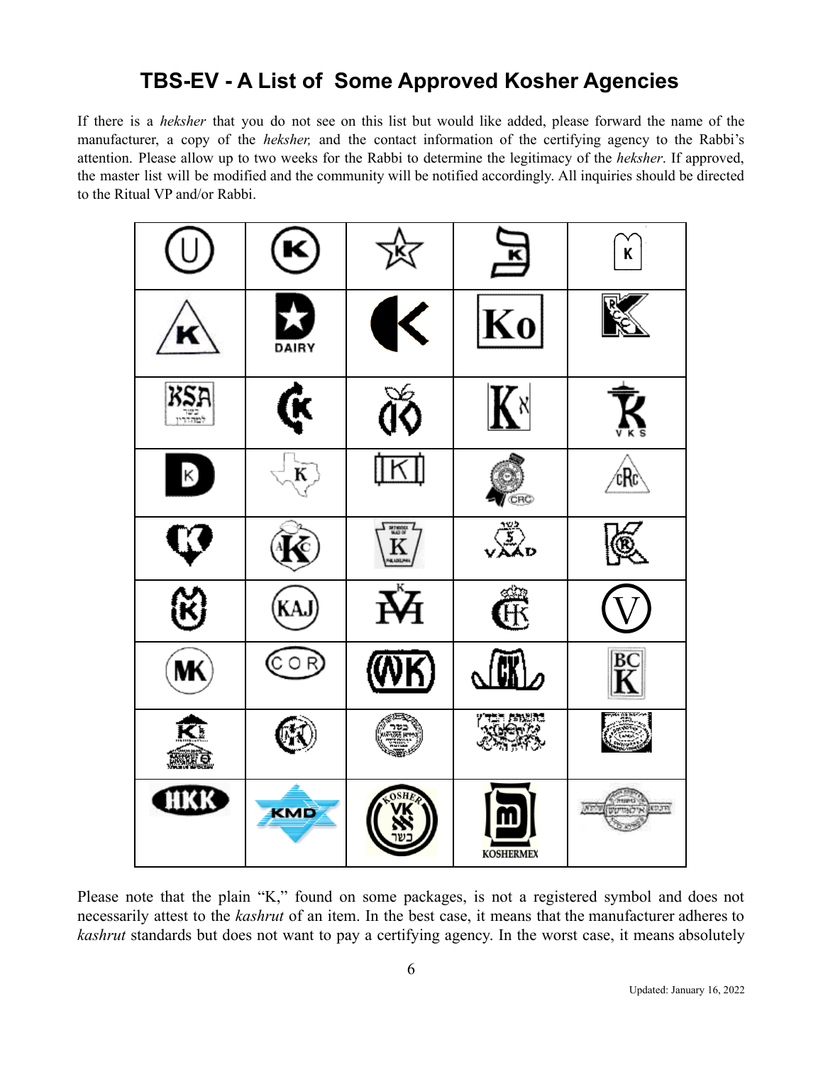## TBS-EV - A List of Some Approved Kosher Agencies

If there is a *heksher* that you do not see on this list but would like added, please forward the name of the manufacturer, a copy of the *hekshe*r*,* and the contact information of the certifying agency to the Rabbi's attention. Please allow up to two weeks for the Rabbi to determine the legitimacy of the *heksher*. If approved, the master list will be modified and the community will be notified accordingly. All inquiries should be directed to the Ritual VP and/or Rabbi.

Please note that the plain "K," found on some packages, is not a registered symbol and does not necessarily attest to the *kashrut* of an item. In the best case, it means that the manufacturer adheres to *kashrut* standards but does not want to pay a certifying agency. In the worst case, it means absolutely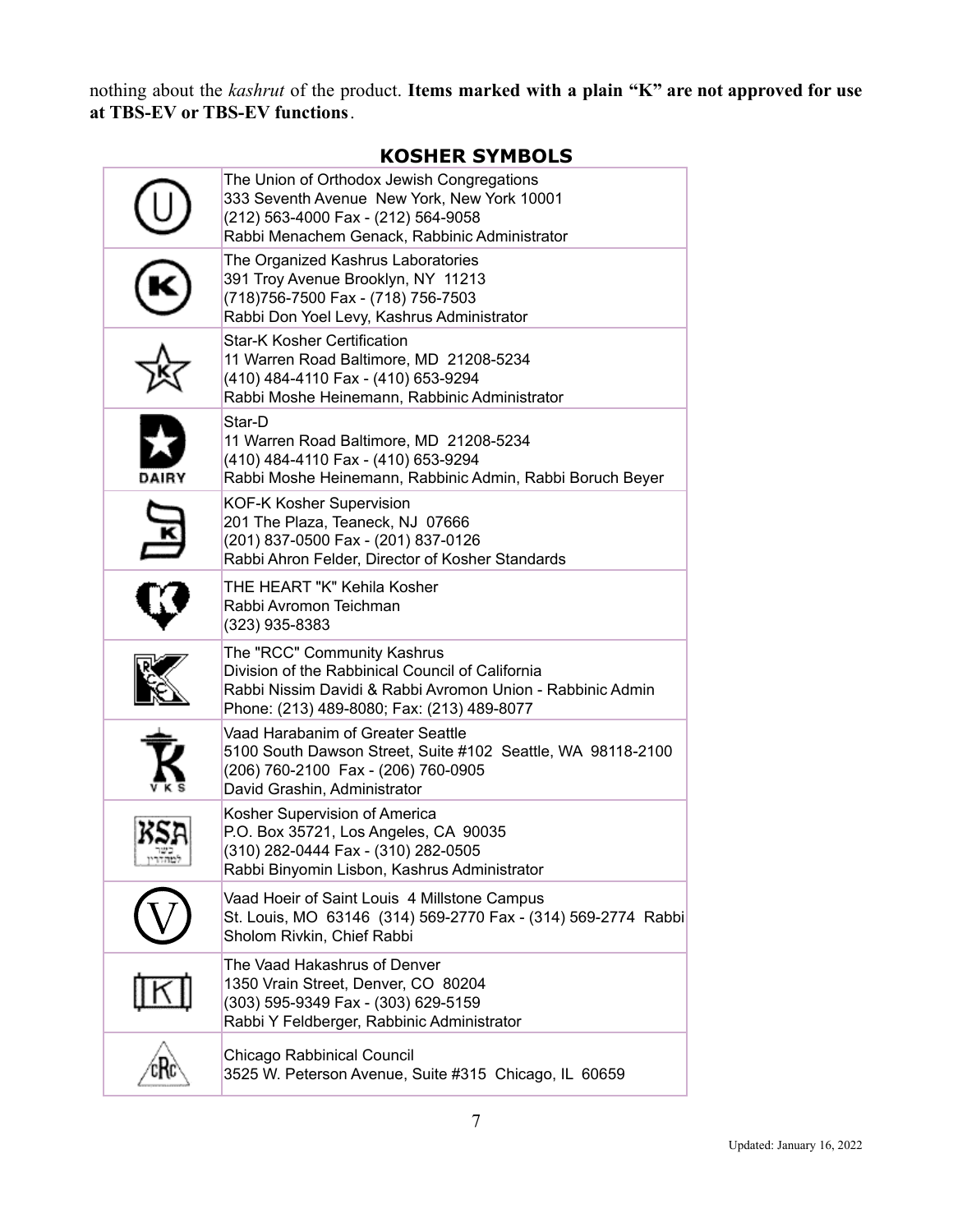nothing about the *kashrut* of the product. **Items marked with a plain "K" are not approved for use at TBS-EV or TBS-EV functions**.

## KOSHER SYMBOLS

| Symbol | Organization |
| --- | --- |
| | The Union of Orthodox Jewish Congregations<br>333 Seventh Avenue New York, New York 10001<br>(212) 563-4000 Fax - (212) 564-9058<br>Rabbi Menachem Genack, Rabbinic Administrator |
| | The Organized Kashrus Laboratories<br>391 Troy Avenue Brooklyn, NY 11213<br>(718)756-7500 Fax - (718) 756-7503<br>Rabbi Don Yoel Levy, Kashrus Administrator |
| | Star-K Kosher Certification<br>11 Warren Road Baltimore, MD 21208-5234<br>(410) 484-4110 Fax - (410) 653-9294<br>Rabbi Moshe Heinemann, Rabbinic Administrator |
| DAIRY | Star-D<br>11 Warren Road Baltimore, MD 21208-5234<br>(410) 484-4110 Fax - (410) 653-9294<br>Rabbi Moshe Heinemann, Rabbinic Admin, Rabbi Boruch Beyer |
| | KOF-K Kosher Supervision<br>201 The Plaza, Teaneck, NJ 07666<br>(201) 837-0500 Fax - (201) 837-0126<br>Rabbi Ahron Felder, Director of Kosher Standards |
| | THE HEART "K" Kehila Kosher<br>Rabbi Avromon Teichman<br>(323) 935-8383 |
| | The "RCC" Community Kashrus<br>Division of the Rabbinical Council of California<br>Rabbi Nissim Davidi & Rabbi Avromon Union - Rabbinic Admin<br>Phone: (213) 489-8080; Fax: (213) 489-8077 |
| VKS | Vaad Harabanim of Greater Seattle<br>5100 South Dawson Street, Suite #102 Seattle, WA 98118-2100<br>(206) 760-2100 Fax - (206) 760-0905<br>David Grashin, Administrator |
| KSA | Kosher Supervision of America<br>P.O. Box 35721, Los Angeles, CA 90035<br>(310) 282-0444 Fax - (310) 282-0505<br>Rabbi Binyomin Lisbon, Kashrus Administrator |
| | Vaad Hoeir of Saint Louis 4 Millstone Campus<br>St. Louis, MO 63146 (314) 569-2770 Fax - (314) 569-2774 Rabbi Sholom Rivkin, Chief Rabbi |
| | The Vaad Hakashrus of Denver<br>1350 Vrain Street, Denver, CO 80204<br>(303) 595-9349 Fax - (303) 629-5159<br>Rabbi Y Feldberger, Rabbinic Administrator |
| cRc | Chicago Rabbinical Council<br>3525 W. Peterson Avenue, Suite #315 Chicago, IL 60659 |

Updated: January 16, 2022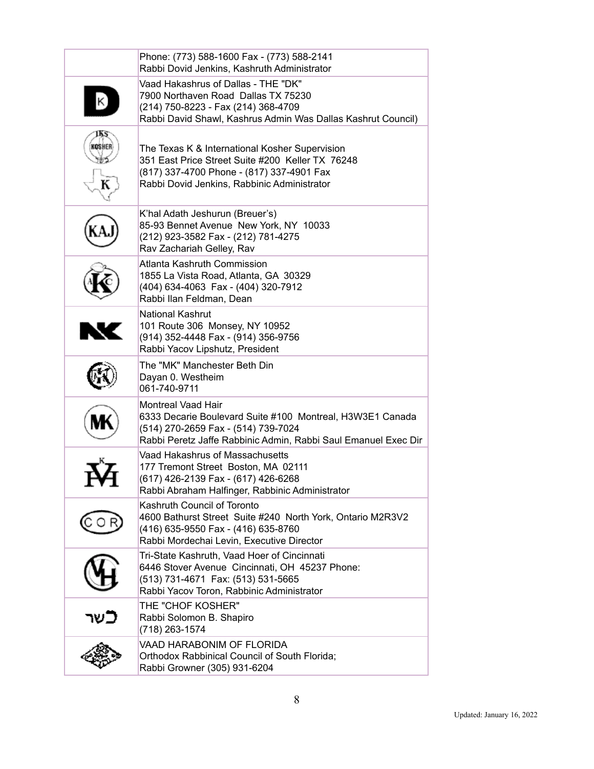| | |
|---|---|
| | Phone: (773) 588-1600 Fax - (773) 588-2141<br>Rabbi Dovid Jenkins, Kashruth Administrator |
| | Vaad Hakashrus of Dallas - THE "DK"<br>7900 Northaven Road Dallas TX 75230<br>(214) 750-8223 - Fax (214) 368-4709<br>Rabbi David Shawl, Kashrus Admin Was Dallas Kashrut Council) |
| | The Texas K & International Kosher Supervision<br>351 East Price Street Suite #200 Keller TX 76248<br>(817) 337-4700 Phone - (817) 337-4901 Fax<br>Rabbi Dovid Jenkins, Rabbinic Administrator |
| | K'hal Adath Jeshurun (Breuer's)<br>85-93 Bennet Avenue New York, NY 10033<br>(212) 923-3582 Fax - (212) 781-4275<br>Rav Zachariah Gelley, Rav |
| | Atlanta Kashruth Commission<br>1855 La Vista Road, Atlanta, GA 30329<br>(404) 634-4063 Fax - (404) 320-7912<br>Rabbi Ilan Feldman, Dean |
| | National Kashrut<br>101 Route 306 Monsey, NY 10952<br>(914) 352-4448 Fax - (914) 356-9756<br>Rabbi Yacov Lipshutz, President |
| | The "MK" Manchester Beth Din<br>Dayan 0. Westheim<br>061-740-9711 |
| | Montreal Vaad Hair<br>6333 Decarie Boulevard Suite #100 Montreal, H3W3E1 Canada<br>(514) 270-2659 Fax - (514) 739-7024<br>Rabbi Peretz Jaffe Rabbinic Admin, Rabbi Saul Emanuel Exec Dir |
| | Vaad Hakashrus of Massachusetts<br>177 Tremont Street Boston, MA 02111<br>(617) 426-2139 Fax - (617) 426-6268<br>Rabbi Abraham Halfinger, Rabbinic Administrator |
| | Kashruth Council of Toronto<br>4600 Bathurst Street Suite #240 North York, Ontario M2R3V2<br>(416) 635-9550 Fax - (416) 635-8760<br>Rabbi Mordechai Levin, Executive Director |
| | Tri-State Kashruth, Vaad Hoer of Cincinnati<br>6446 Stover Avenue Cincinnati, OH 45237 Phone:<br>(513) 731-4671 Fax: (513) 531-5665<br>Rabbi Yacov Toron, Rabbinic Administrator |
| כשר | THE "CHOF KOSHER"<br>Rabbi Solomon B. Shapiro<br>(718) 263-1574 |
| | VAAD HARABONIM OF FLORIDA<br>Orthodox Rabbinical Council of South Florida;<br>Rabbi Growner (305) 931-6204 |

Updated: January 16, 2022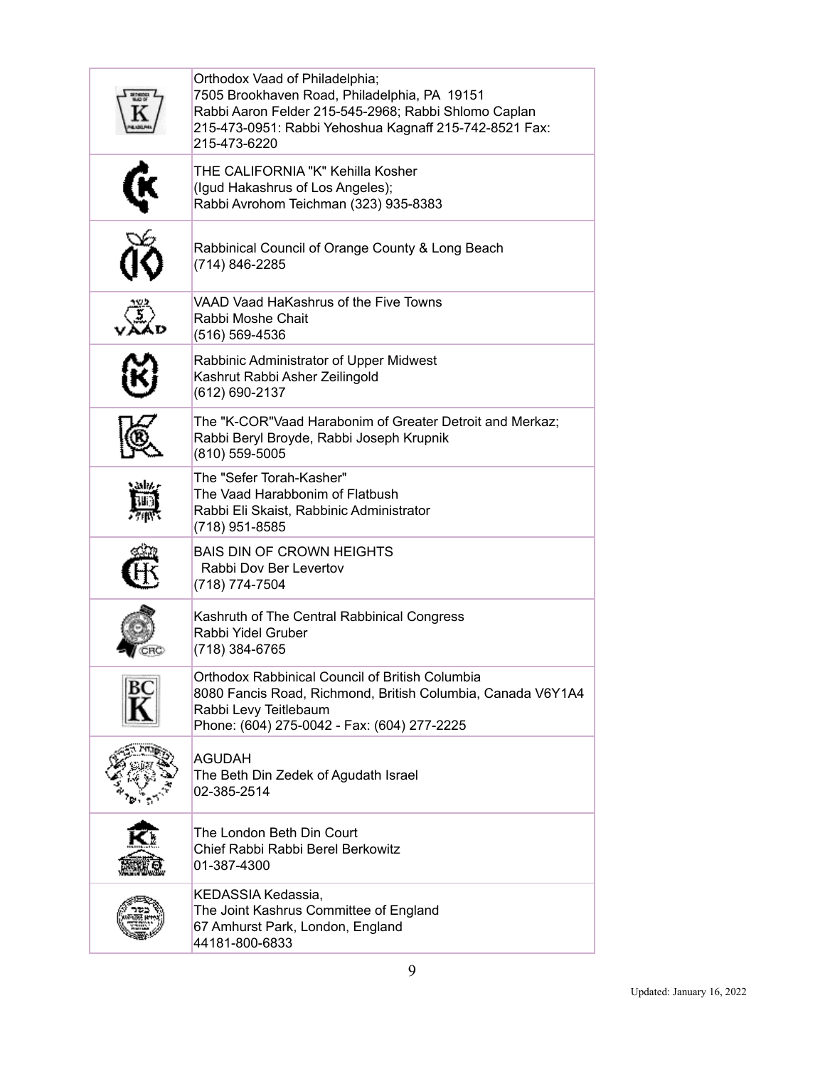| | |
|---|---|
| | Orthodox Vaad of Philadelphia;<br>7505 Brookhaven Road, Philadelphia, PA 19151<br>Rabbi Aaron Felder 215-545-2968; Rabbi Shlomo Caplan 215-473-0951: Rabbi Yehoshua Kagnaff 215-742-8521 Fax: 215-473-6220 |
| | THE CALIFORNIA "K" Kehilla Kosher<br>(Igud Hakashrus of Los Angeles);<br>Rabbi Avrohom Teichman (323) 935-8383 |
| | Rabbinical Council of Orange County & Long Beach<br>(714) 846-2285 |
| | VAAD Vaad HaKashrus of the Five Towns<br>Rabbi Moshe Chait<br>(516) 569-4536 |
| | Rabbinic Administrator of Upper Midwest<br>Kashrut Rabbi Asher Zeilingold<br>(612) 690-2137 |
| | The "K-COR"Vaad Harabonim of Greater Detroit and Merkaz;<br>Rabbi Beryl Broyde, Rabbi Joseph Krupnik<br>(810) 559-5005 |
| | The "Sefer Torah-Kasher"<br>The Vaad Harabbonim of Flatbush<br>Rabbi Eli Skaist, Rabbinic Administrator<br>(718) 951-8585 |
| | BAIS DIN OF CROWN HEIGHTS<br>Rabbi Dov Ber Levertov<br>(718) 774-7504 |
| | Kashruth of The Central Rabbinical Congress<br>Rabbi Yidel Gruber<br>(718) 384-6765 |
| | Orthodox Rabbinical Council of British Columbia<br>8080 Fancis Road, Richmond, British Columbia, Canada V6Y1A4<br>Rabbi Levy Teitlebaum<br>Phone: (604) 275-0042 - Fax: (604) 277-2225 |
| | AGUDAH<br>The Beth Din Zedek of Agudath Israel<br>02-385-2514 |
| | The London Beth Din Court<br>Chief Rabbi Rabbi Berel Berkowitz<br>01-387-4300 |
| | KEDASSIA Kedassia,<br>The Joint Kashrus Committee of England<br>67 Amhurst Park, London, England<br>44181-800-6833 |

Updated: January 16, 2022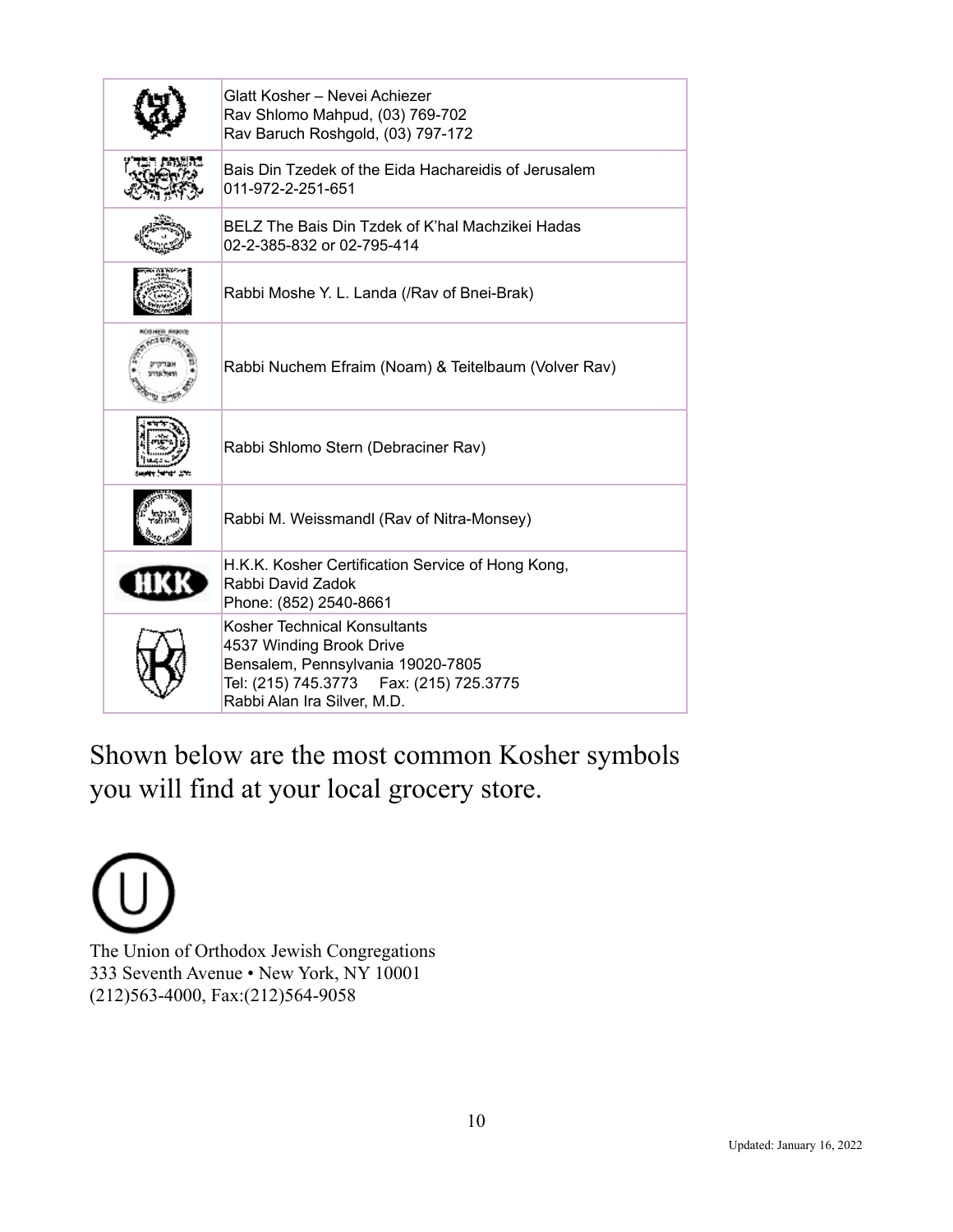| | |
|---|---|
| | Glatt Kosher – Nevei Achiezer<br>Rav Shlomo Mahpud, (03) 769-702<br>Rav Baruch Roshgold, (03) 797-172 |
| | Bais Din Tzedek of the Eida Hachareidis of Jerusalem<br>011-972-2-251-651 |
| | BELZ The Bais Din Tzdek of K'hal Machzikei Hadas<br>02-2-385-832 or 02-795-414 |
| | Rabbi Moshe Y. L. Landa (/Rav of Bnei-Brak) |
| | Rabbi Nuchem Efraim (Noam) & Teitelbaum (Volver Rav) |
| | Rabbi Shlomo Stern (Debraciner Rav) |
| | Rabbi M. Weissmandl (Rav of Nitra-Monsey) |
| | H.K.K. Kosher Certification Service of Hong Kong,<br>Rabbi David Zadok<br>Phone: (852) 2540-8661 |
| | Kosher Technical Konsultants<br>4537 Winding Brook Drive<br>Bensalem, Pennsylvania 19020-7805<br>Tel: (215) 745.3773 Fax: (215) 725.3775<br>Rabbi Alan Ira Silver, M.D. |

Shown below are the most common Kosher symbols you will find at your local grocery store.

The Union of Orthodox Jewish Congregations
333 Seventh Avenue • New York, NY 10001
(212)563-4000, Fax:(212)564-9058

Updated: January 16, 2022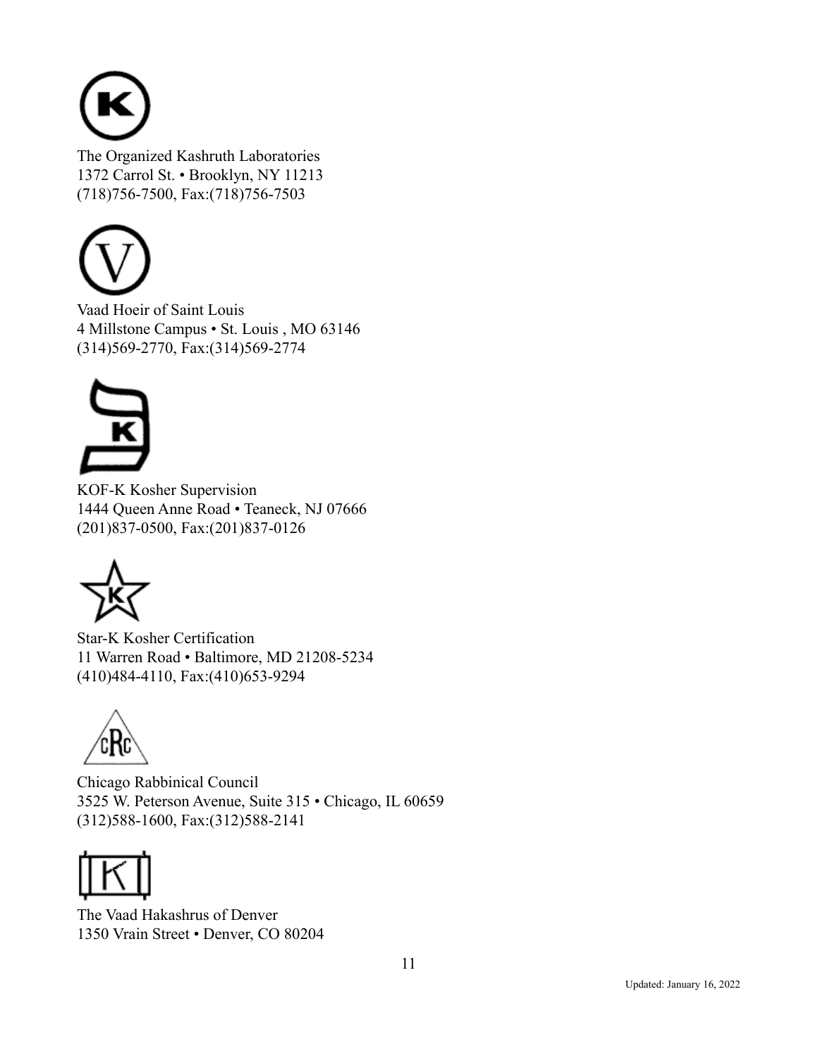The Organized Kashruth Laboratories
1372 Carrol St. • Brooklyn, NY 11213
(718)756-7500, Fax:(718)756-7503

Vaad Hoeir of Saint Louis
4 Millstone Campus • St. Louis , MO 63146
(314)569-2770, Fax:(314)569-2774

KOF-K Kosher Supervision
1444 Queen Anne Road • Teaneck, NJ 07666
(201)837-0500, Fax:(201)837-0126

Star-K Kosher Certification
11 Warren Road • Baltimore, MD 21208-5234
(410)484-4110, Fax:(410)653-9294

Chicago Rabbinical Council
3525 W. Peterson Avenue, Suite 315 • Chicago, IL 60659
(312)588-1600, Fax:(312)588-2141

The Vaad Hakashrus of Denver
1350 Vrain Street • Denver, CO 80204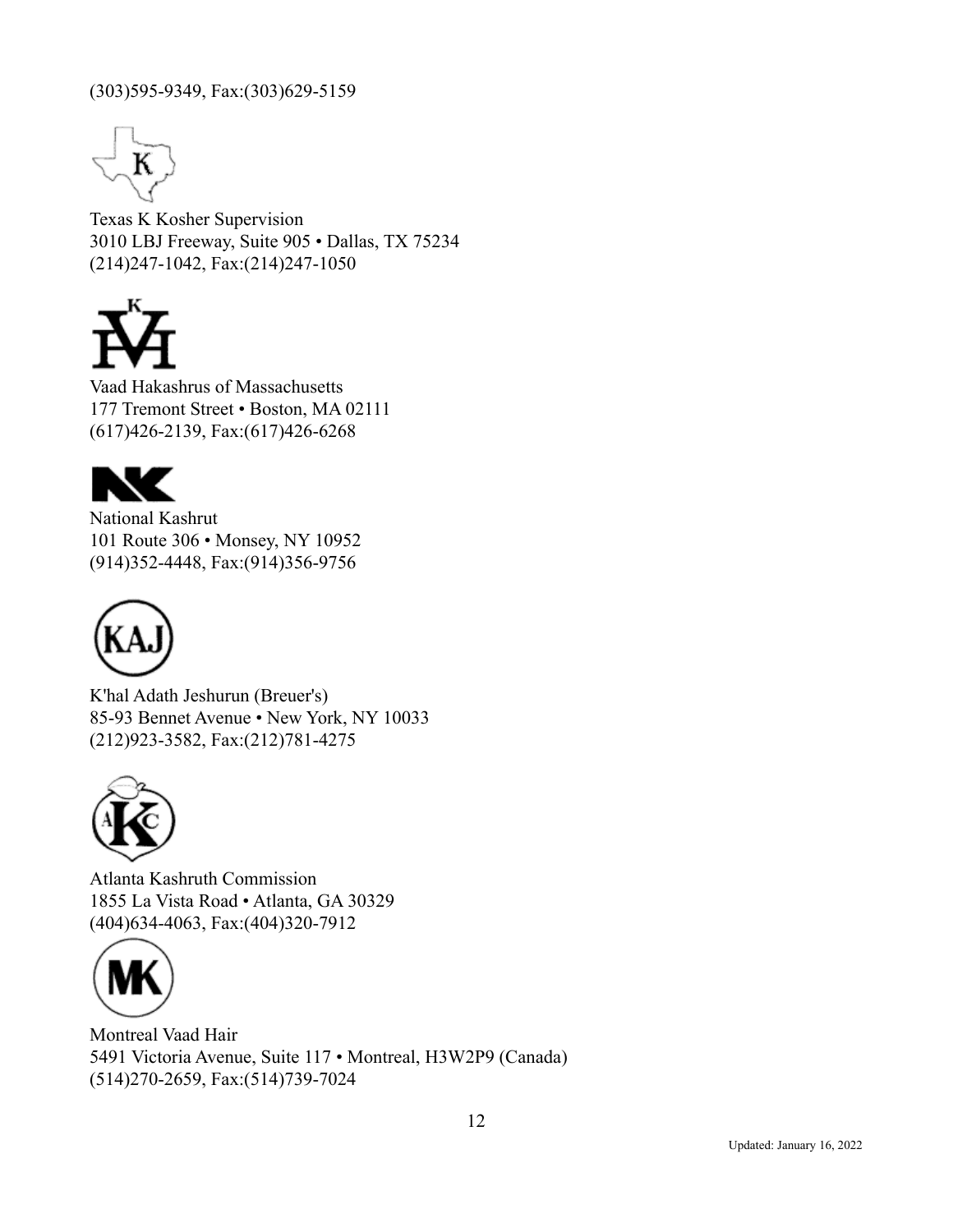(303)595-9349, Fax:(303)629-5159

Texas K Kosher Supervision
3010 LBJ Freeway, Suite 905 • Dallas, TX 75234
(214)247-1042, Fax:(214)247-1050

Vaad Hakashrus of Massachusetts
177 Tremont Street • Boston, MA 02111
(617)426-2139, Fax:(617)426-6268

National Kashrut
101 Route 306 • Monsey, NY 10952
(914)352-4448, Fax:(914)356-9756

K'hal Adath Jeshurun (Breuer's)
85-93 Bennet Avenue • New York, NY 10033
(212)923-3582, Fax:(212)781-4275

Atlanta Kashruth Commission
1855 La Vista Road • Atlanta, GA 30329
(404)634-4063, Fax:(404)320-7912

Montreal Vaad Hair
5491 Victoria Avenue, Suite 117 • Montreal, H3W2P9 (Canada)
(514)270-2659, Fax:(514)739-7024

Updated: January 16, 2022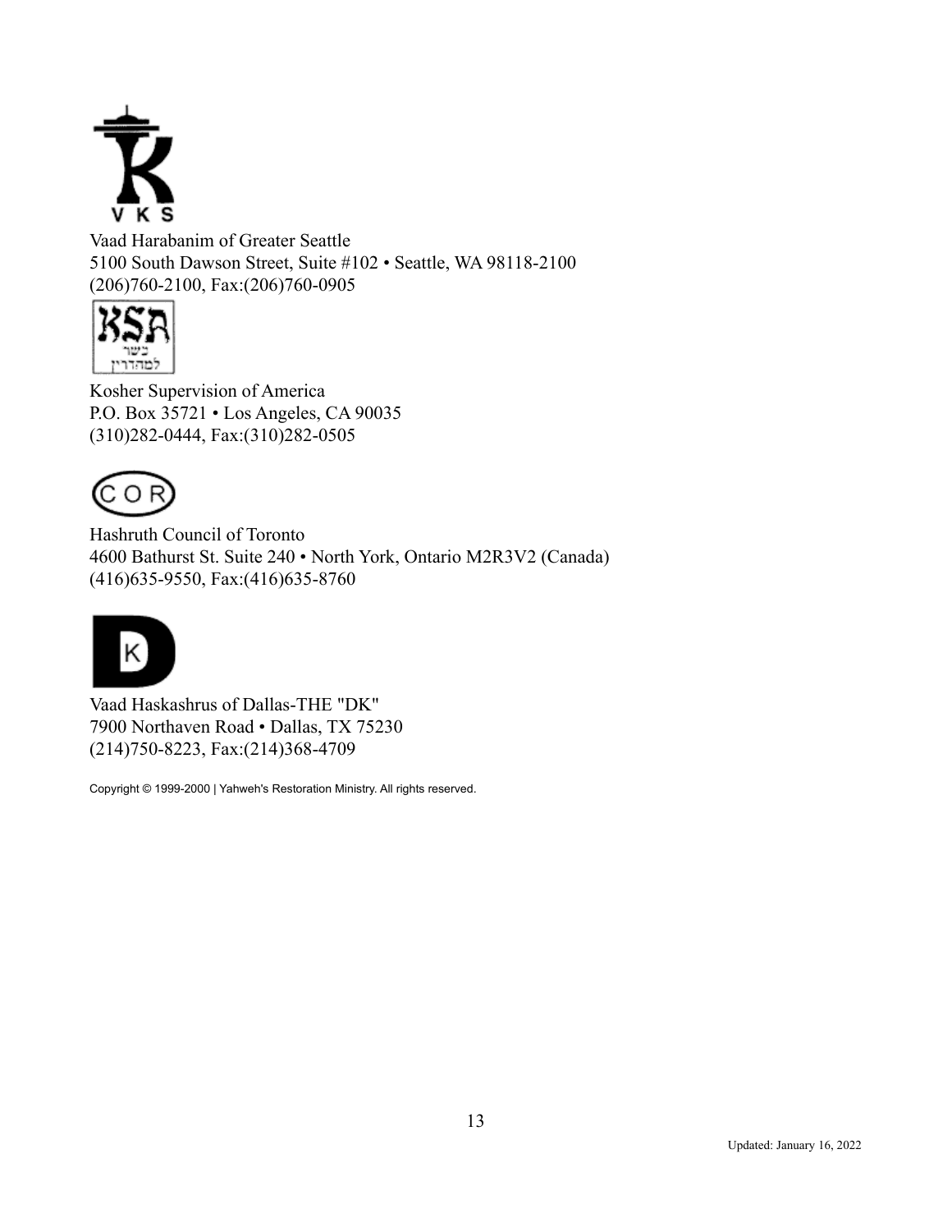Vaad Harabanim of Greater Seattle
5100 South Dawson Street, Suite #102 • Seattle, WA 98118-2100
(206)760-2100, Fax:(206)760-0905

Kosher Supervision of America
P.O. Box 35721 • Los Angeles, CA 90035
(310)282-0444, Fax:(310)282-0505

Hashruth Council of Toronto
4600 Bathurst St. Suite 240 • North York, Ontario M2R3V2 (Canada)
(416)635-9550, Fax:(416)635-8760

Vaad Haskashrus of Dallas-THE "DK"
7900 Northaven Road • Dallas, TX 75230
(214)750-8223, Fax:(214)368-4709

Copyright © 1999-2000 | Yahweh's Restoration Ministry. All rights reserved.

Updated: January 16, 2022